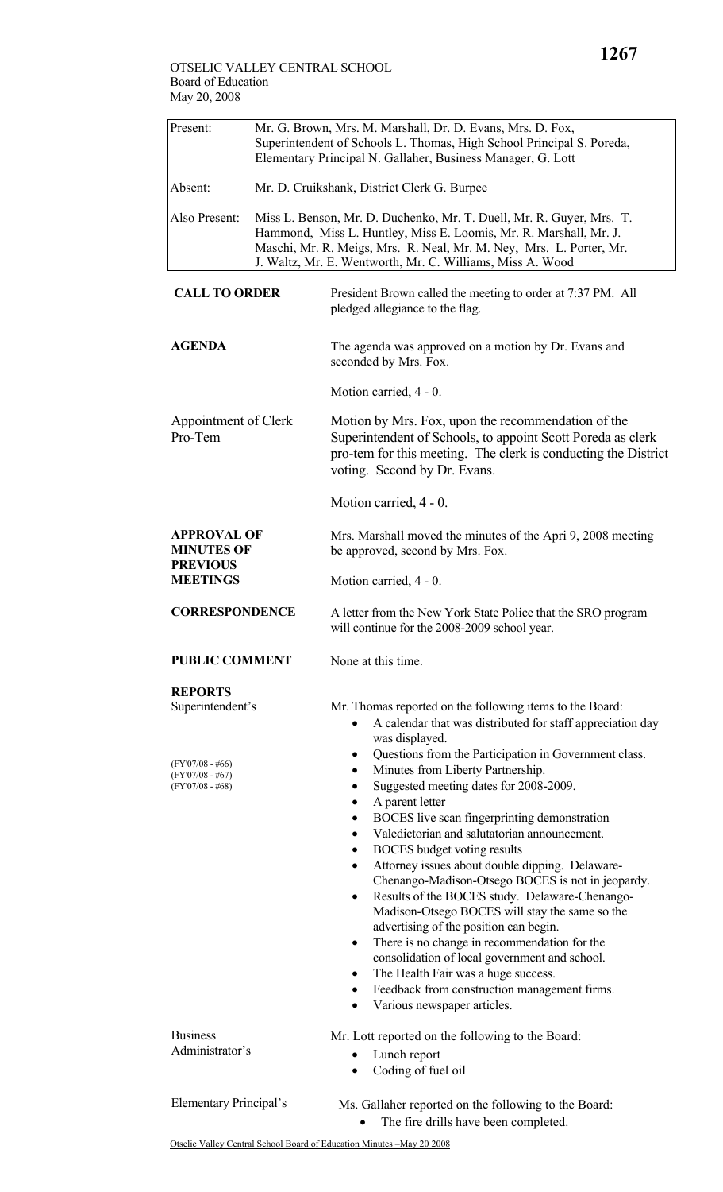OTSELIC VALLEY CENTRAL SCHOOL
Board of Education
May 20, 2008

| | |
|---|---|
| Present: | Mr. G. Brown, Mrs. M. Marshall, Dr. D. Evans, Mrs. D. Fox, Superintendent of Schools L. Thomas, High School Principal S. Poreda, Elementary Principal N. Gallaher, Business Manager, G. Lott |
| Absent: | Mr. D. Cruikshank, District Clerk G. Burpee |
| Also Present: | Miss L. Benson, Mr. D. Duchenko, Mr. T. Duell, Mr. R. Guyer, Mrs. T. Hammond, Miss L. Huntley, Miss E. Loomis, Mr. R. Marshall, Mr. J. Maschi, Mr. R. Meigs, Mrs. R. Neal, Mr. M. Ney, Mrs. L. Porter, Mr. J. Waltz, Mr. E. Wentworth, Mr. C. Williams, Miss A. Wood |

**CALL TO ORDER**

President Brown called the meeting to order at 7:37 PM. All pledged allegiance to the flag.

**AGENDA**

The agenda was approved on a motion by Dr. Evans and seconded by Mrs. Fox.

Motion carried, 4 - 0.

Appointment of Clerk Pro-Tem

Motion by Mrs. Fox, upon the recommendation of the Superintendent of Schools, to appoint Scott Poreda as clerk pro-tem for this meeting. The clerk is conducting the District voting. Second by Dr. Evans.

Motion carried, 4 - 0.

**APPROVAL OF MINUTES OF PREVIOUS MEETINGS**

Mrs. Marshall moved the minutes of the Apri 9, 2008 meeting be approved, second by Mrs. Fox.

Motion carried, 4 - 0.

**CORRESPONDENCE**

A letter from the New York State Police that the SRO program will continue for the 2008-2009 school year.

**PUBLIC COMMENT**

None at this time.

**REPORTS**

Superintendent's

(FY'07/08 - #66)
(FY'07/08 - #67)
(FY'07/08 - #68)

Mr. Thomas reported on the following items to the Board:

- A calendar that was distributed for staff appreciation day was displayed.
- Questions from the Participation in Government class.
- Minutes from Liberty Partnership.
- Suggested meeting dates for 2008-2009.
- A parent letter
- BOCES live scan fingerprinting demonstration
- Valedictorian and salutatorian announcement.
- BOCES budget voting results
- Attorney issues about double dipping. Delaware-Chenango-Madison-Otsego BOCES is not in jeopardy.
- Results of the BOCES study. Delaware-Chenango-Madison-Otsego BOCES will stay the same so the advertising of the position can begin.
- There is no change in recommendation for the consolidation of local government and school.
- The Health Fair was a huge success.
- Feedback from construction management firms.
- Various newspaper articles.

Business Administrator's

Mr. Lott reported on the following to the Board:

- Lunch report
- Coding of fuel oil

Elementary Principal's

Ms. Gallaher reported on the following to the Board:

- The fire drills have been completed.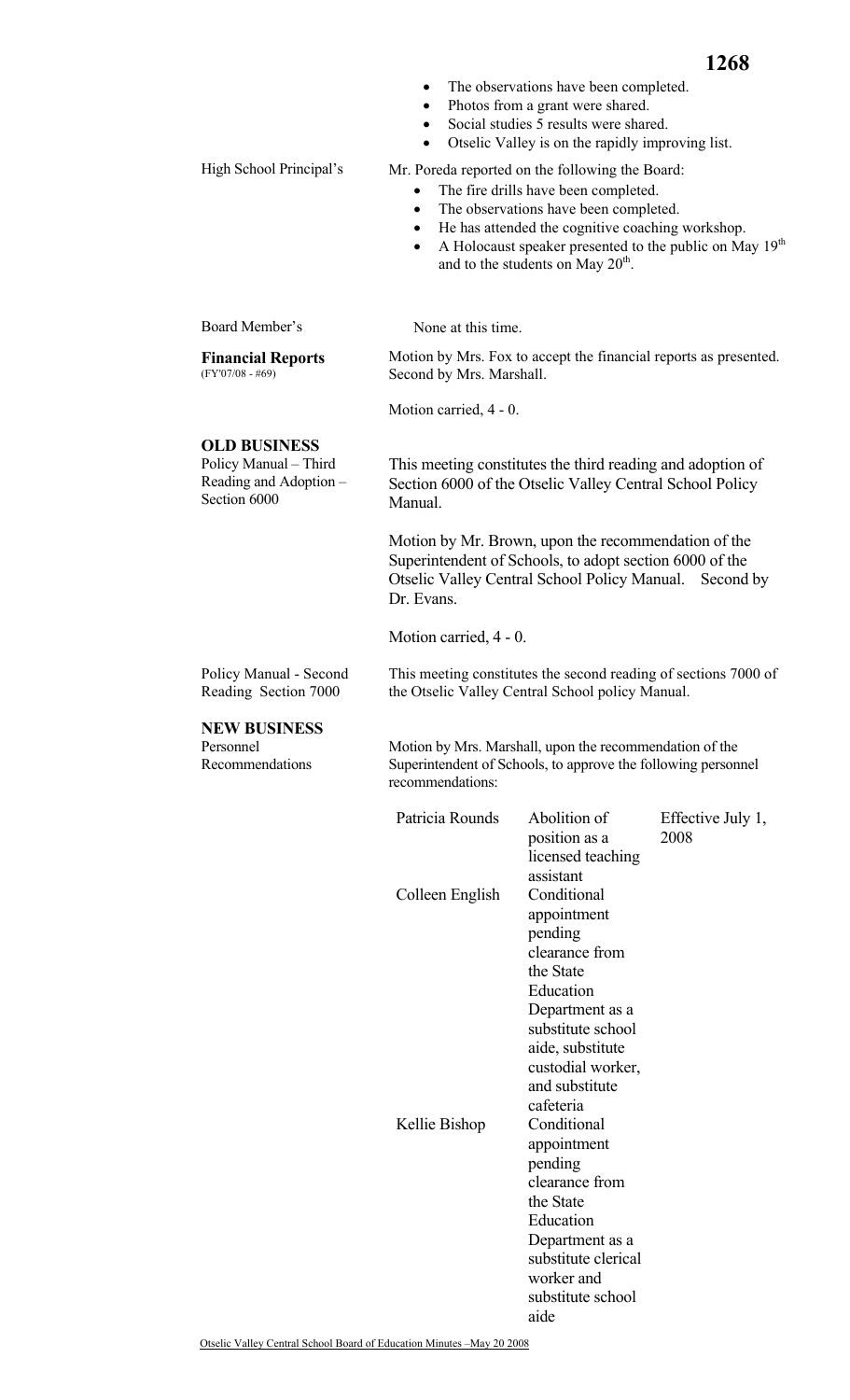- The observations have been completed.
- Photos from a grant were shared.
- Social studies 5 results were shared.
- Otselic Valley is on the rapidly improving list.

High School Principal's

Mr. Poreda reported on the following the Board:

- The fire drills have been completed.
- The observations have been completed.
- He has attended the cognitive coaching workshop.
- A Holocaust speaker presented to the public on May 19th and to the students on May 20th.

Board Member's

None at this time.

**Financial Reports**
(FY'07/08 - #69)

Motion by Mrs. Fox to accept the financial reports as presented. Second by Mrs. Marshall.

Motion carried, 4 - 0.

## OLD BUSINESS

Policy Manual – Third Reading and Adoption – Section 6000

This meeting constitutes the third reading and adoption of Section 6000 of the Otselic Valley Central School Policy Manual.

Motion by Mr. Brown, upon the recommendation of the Superintendent of Schools, to adopt section 6000 of the Otselic Valley Central School Policy Manual. Second by Dr. Evans.

Motion carried, 4 - 0.

Policy Manual - Second Reading Section 7000

This meeting constitutes the second reading of sections 7000 of the Otselic Valley Central School policy Manual.

## NEW BUSINESS

Personnel Recommendations

Motion by Mrs. Marshall, upon the recommendation of the Superintendent of Schools, to approve the following personnel recommendations:

| | | |
|---|---|---|
| Patricia Rounds | Abolition of position as a licensed teaching assistant | Effective July 1, 2008 |
| Colleen English | Conditional appointment pending clearance from the State Education Department as a substitute school aide, substitute custodial worker, and substitute cafeteria | |
| Kellie Bishop | Conditional appointment pending clearance from the State Education Department as a substitute clerical worker and substitute school aide | |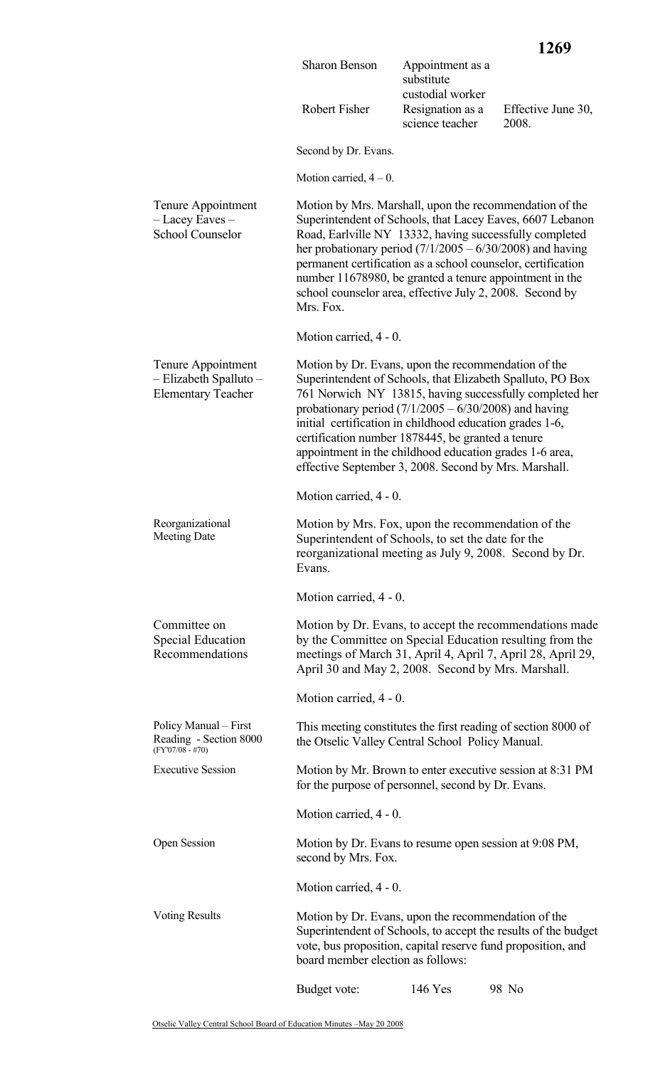| | | |
|---|---|---|
| Sharon Benson | Appointment as a substitute custodial worker | |
| Robert Fisher | Resignation as a science teacher | Effective June 30, 2008. |

Second by Dr. Evans.

Motion carried, 4 – 0.

**Tenure Appointment – Lacey Eaves – School Counselor**

Motion by Mrs. Marshall, upon the recommendation of the Superintendent of Schools, that Lacey Eaves, 6607 Lebanon Road, Earlville NY 13332, having successfully completed her probationary period (7/1/2005 – 6/30/2008) and having permanent certification as a school counselor, certification number 11678980, be granted a tenure appointment in the school counselor area, effective July 2, 2008. Second by Mrs. Fox.

Motion carried, 4 - 0.

**Tenure Appointment – Elizabeth Spalluto – Elementary Teacher**

Motion by Dr. Evans, upon the recommendation of the Superintendent of Schools, that Elizabeth Spalluto, PO Box 761 Norwich NY 13815, having successfully completed her probationary period (7/1/2005 – 6/30/2008) and having initial certification in childhood education grades 1-6, certification number 1878445, be granted a tenure appointment in the childhood education grades 1-6 area, effective September 3, 2008. Second by Mrs. Marshall.

Motion carried, 4 - 0.

**Reorganizational Meeting Date**

Motion by Mrs. Fox, upon the recommendation of the Superintendent of Schools, to set the date for the reorganizational meeting as July 9, 2008. Second by Dr. Evans.

Motion carried, 4 - 0.

**Committee on Special Education Recommendations**

Motion by Dr. Evans, to accept the recommendations made by the Committee on Special Education resulting from the meetings of March 31, April 4, April 7, April 28, April 29, April 30 and May 2, 2008. Second by Mrs. Marshall.

Motion carried, 4 - 0.

**Policy Manual – First Reading - Section 8000 (FY'07/08 - #70)**

This meeting constitutes the first reading of section 8000 of the Otselic Valley Central School Policy Manual.

**Executive Session**

Motion by Mr. Brown to enter executive session at 8:31 PM for the purpose of personnel, second by Dr. Evans.

Motion carried, 4 - 0.

**Open Session**

Motion by Dr. Evans to resume open session at 9:08 PM, second by Mrs. Fox.

Motion carried, 4 - 0.

**Voting Results**

Motion by Dr. Evans, upon the recommendation of the Superintendent of Schools, to accept the results of the budget vote, bus proposition, capital reserve fund proposition, and board member election as follows:

| | | |
|---|---|---|
| Budget vote: | 146 Yes | 98 No |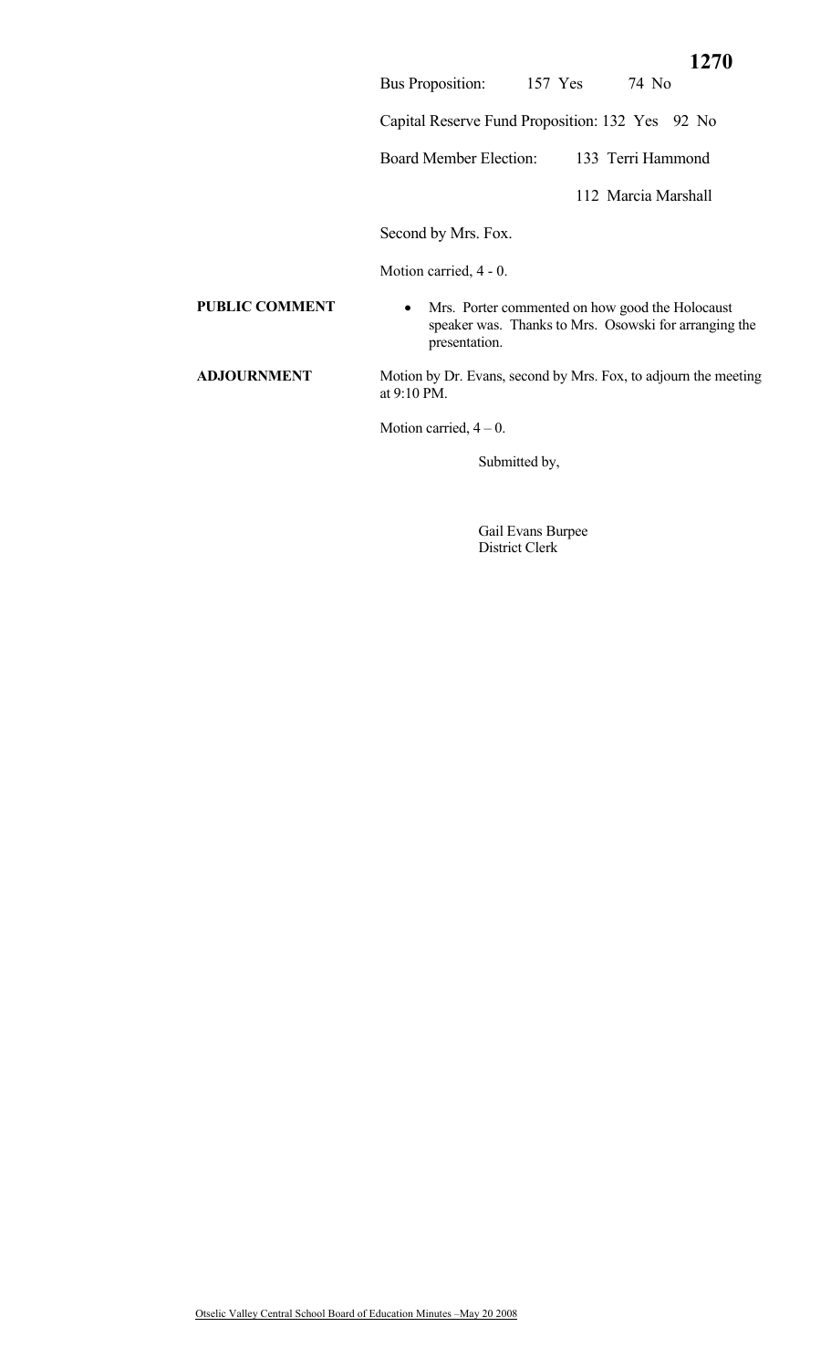Bus Proposition: 157 Yes 74 No

Capital Reserve Fund Proposition: 132 Yes 92 No

Board Member Election: 133 Terri Hammond

112 Marcia Marshall

Second by Mrs. Fox.

Motion carried, 4 - 0.

**PUBLIC COMMENT**

- Mrs. Porter commented on how good the Holocaust speaker was. Thanks to Mrs. Osowski for arranging the presentation.

**ADJOURNMENT**

Motion by Dr. Evans, second by Mrs. Fox, to adjourn the meeting at 9:10 PM.

Motion carried, 4 – 0.

Submitted by,

Gail Evans Burpee
District Clerk